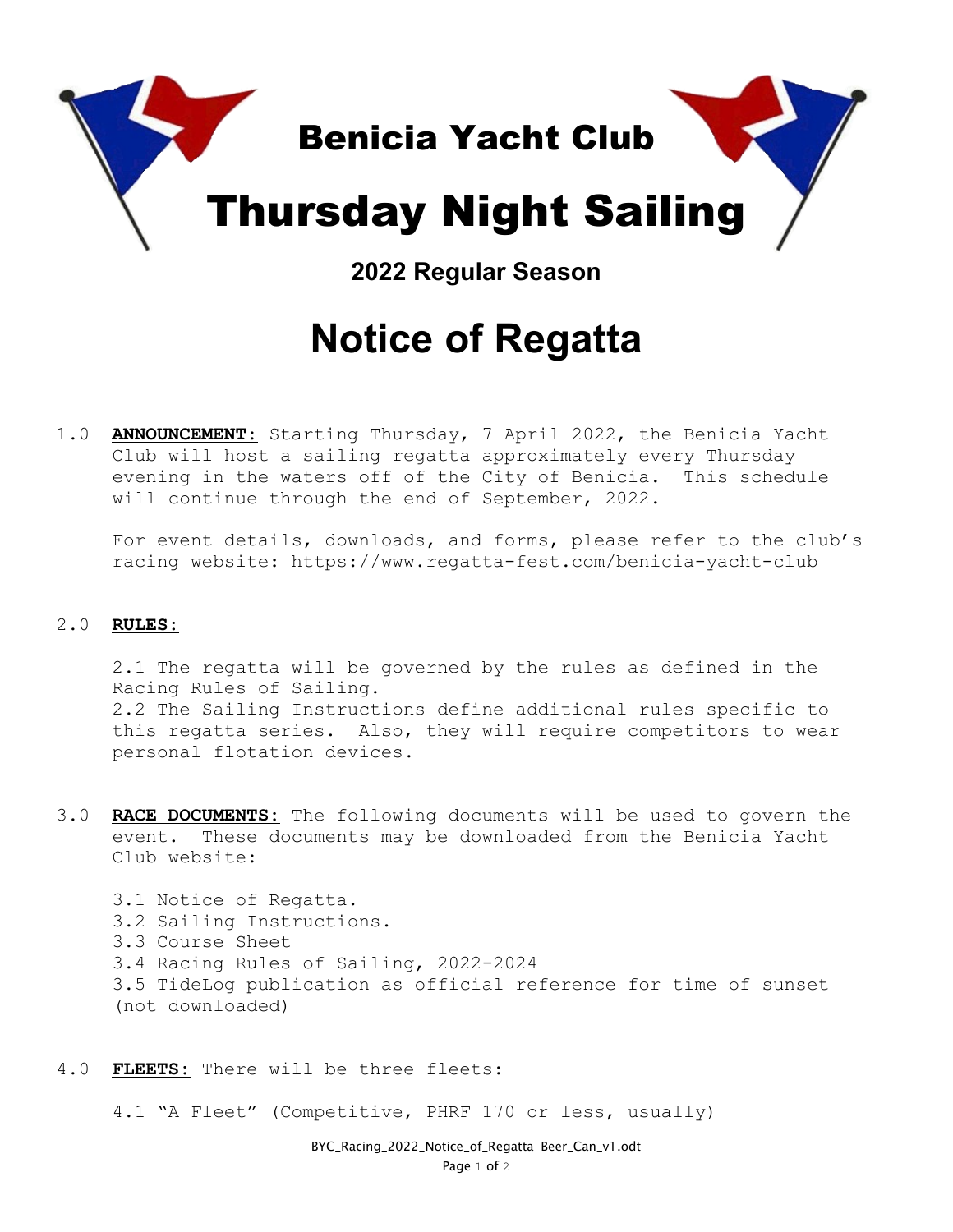# Benicia Yacht Club

# Thursday Night Sailing

### 2022 Regular Season

# Notice of Regatta

1.0 **ANNOUNCEMENT:** Starting Thursday, 7 April 2022, the Benicia Yacht Club will host a sailing regatta approximately every Thursday evening in the waters off of the City of Benicia. This schedule will continue through the end of September, 2022.

For event details, downloads, and forms, please refer to the club's racing website: https://www.regatta-fest.com/benicia-yacht-club

2.0 **RULES:**

2.1 The regatta will be governed by the rules as defined in the Racing Rules of Sailing.
2.2 The Sailing Instructions define additional rules specific to this regatta series. Also, they will require competitors to wear personal flotation devices.

3.0 **RACE DOCUMENTS:** The following documents will be used to govern the event. These documents may be downloaded from the Benicia Yacht Club website:

3.1 Notice of Regatta.
3.2 Sailing Instructions.
3.3 Course Sheet
3.4 Racing Rules of Sailing, 2022-2024
3.5 TideLog publication as official reference for time of sunset (not downloaded)

4.0 **FLEETS:** There will be three fleets:

4.1 "A Fleet" (Competitive, PHRF 170 or less, usually)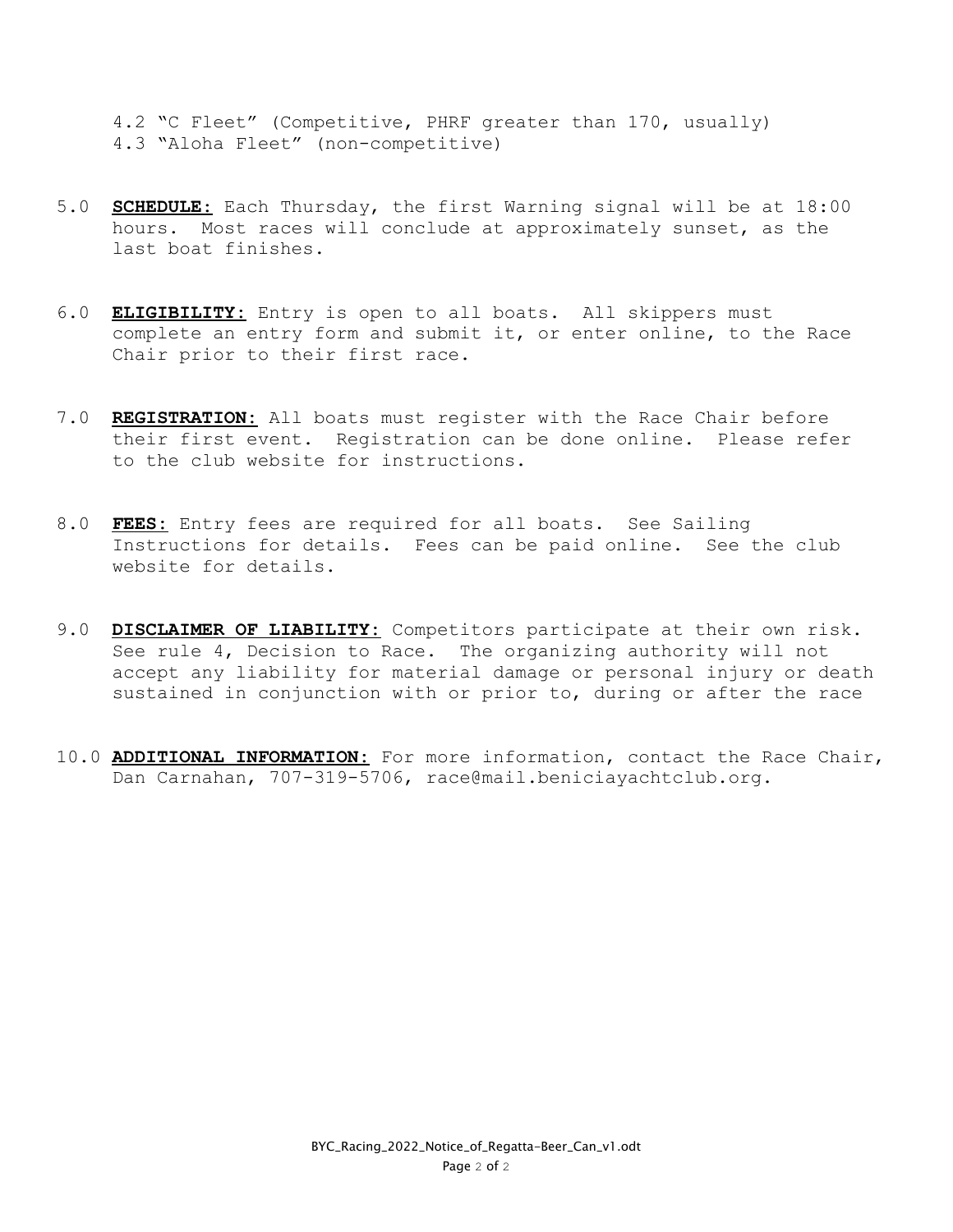4.2 "C Fleet" (Competitive, PHRF greater than 170, usually)
4.3 "Aloha Fleet" (non-competitive)

5.0 **SCHEDULE:** Each Thursday, the first Warning signal will be at 18:00 hours. Most races will conclude at approximately sunset, as the last boat finishes.

6.0 **ELIGIBILITY:** Entry is open to all boats. All skippers must complete an entry form and submit it, or enter online, to the Race Chair prior to their first race.

7.0 **REGISTRATION:** All boats must register with the Race Chair before their first event. Registration can be done online. Please refer to the club website for instructions.

8.0 **FEES:** Entry fees are required for all boats. See Sailing Instructions for details. Fees can be paid online. See the club website for details.

9.0 **DISCLAIMER OF LIABILITY:** Competitors participate at their own risk. See rule 4, Decision to Race. The organizing authority will not accept any liability for material damage or personal injury or death sustained in conjunction with or prior to, during or after the race

10.0 **ADDITIONAL INFORMATION:** For more information, contact the Race Chair, Dan Carnahan, 707-319-5706, race@mail.beniciayachtclub.org.